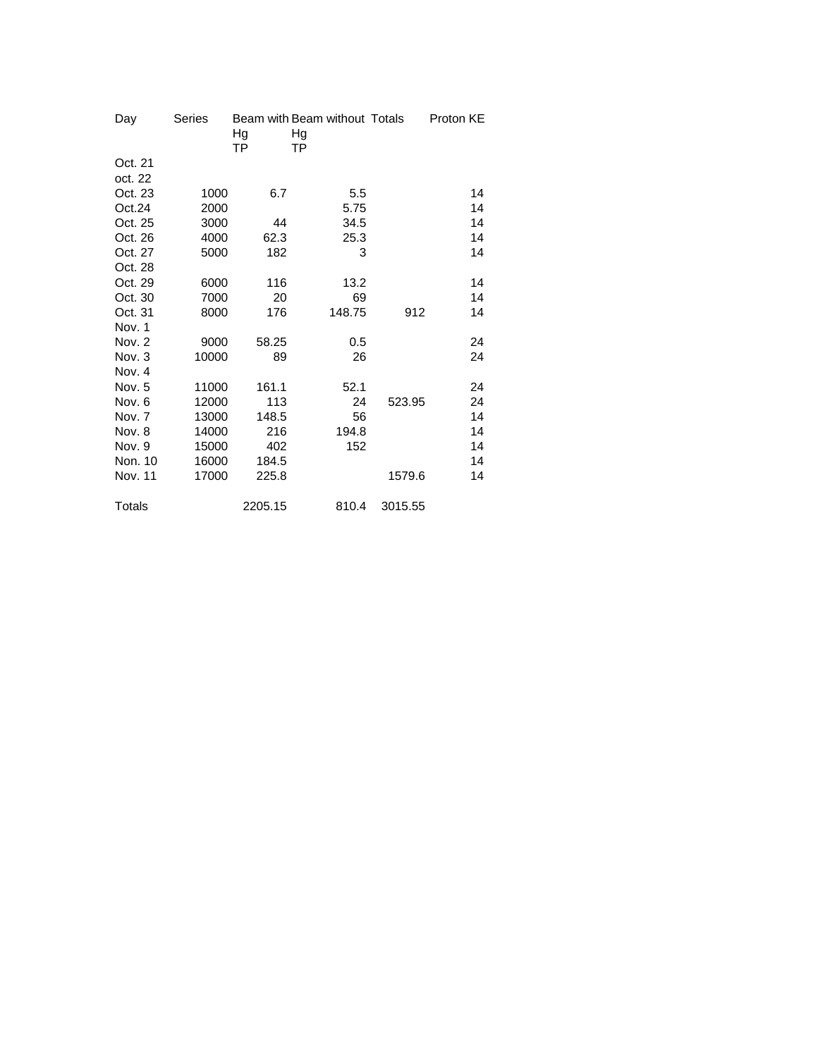| Day | Series | Beam with Hg TP | Beam without Hg TP | Totals | Proton KE |
|---|---|---|---|---|---|
| Oct. 21 | | | | | |
| oct. 22 | | | | | |
| Oct. 23 | 1000 | 6.7 | 5.5 | | 14 |
| Oct.24 | 2000 | | 5.75 | | 14 |
| Oct. 25 | 3000 | 44 | 34.5 | | 14 |
| Oct. 26 | 4000 | 62.3 | 25.3 | | 14 |
| Oct. 27 | 5000 | 182 | 3 | | 14 |
| Oct. 28 | | | | | |
| Oct. 29 | 6000 | 116 | 13.2 | | 14 |
| Oct. 30 | 7000 | 20 | 69 | | 14 |
| Oct. 31 | 8000 | 176 | 148.75 | 912 | 14 |
| Nov. 1 | | | | | |
| Nov. 2 | 9000 | 58.25 | 0.5 | | 24 |
| Nov. 3 | 10000 | 89 | 26 | | 24 |
| Nov. 4 | | | | | |
| Nov. 5 | 11000 | 161.1 | 52.1 | | 24 |
| Nov. 6 | 12000 | 113 | 24 | 523.95 | 24 |
| Nov. 7 | 13000 | 148.5 | 56 | | 14 |
| Nov. 8 | 14000 | 216 | 194.8 | | 14 |
| Nov. 9 | 15000 | 402 | 152 | | 14 |
| Non. 10 | 16000 | 184.5 | | | 14 |
| Nov. 11 | 17000 | 225.8 | | 1579.6 | 14 |
| Totals | | 2205.15 | 810.4 | 3015.55 | |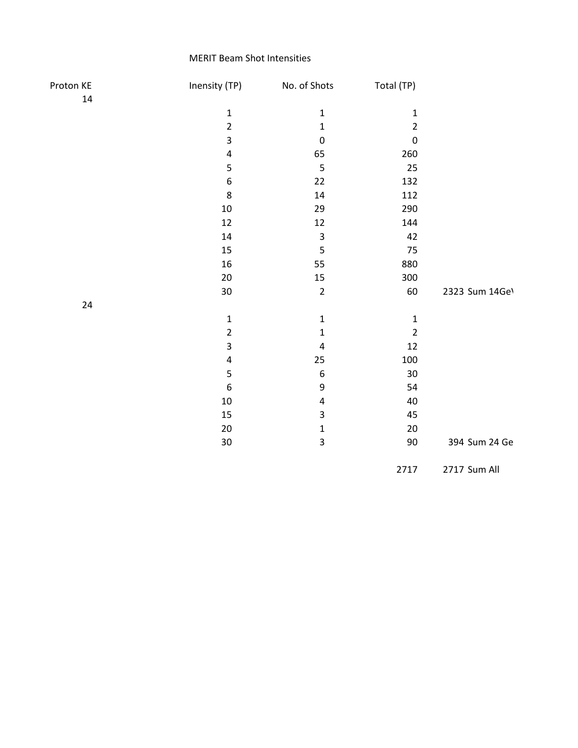MERIT Beam Shot Intensities

| Proton KE | Inensity (TP) | No. of Shots | Total (TP) | |
|---|---|---|---|---|
| 14 | | | | |
| | 1 | 1 | 1 | |
| | 2 | 1 | 2 | |
| | 3 | 0 | 0 | |
| | 4 | 65 | 260 | |
| | 5 | 5 | 25 | |
| | 6 | 22 | 132 | |
| | 8 | 14 | 112 | |
| | 10 | 29 | 290 | |
| | 12 | 12 | 144 | |
| | 14 | 3 | 42 | |
| | 15 | 5 | 75 | |
| | 16 | 55 | 880 | |
| | 20 | 15 | 300 | |
| | 30 | 2 | 60 | 2323 Sum 14GeV |
| 24 | | | | |
| | 1 | 1 | 1 | |
| | 2 | 1 | 2 | |
| | 3 | 4 | 12 | |
| | 4 | 25 | 100 | |
| | 5 | 6 | 30 | |
| | 6 | 9 | 54 | |
| | 10 | 4 | 40 | |
| | 15 | 3 | 45 | |
| | 20 | 1 | 20 | |
| | 30 | 3 | 90 | 394 Sum 24 Ge |
| | | | 2717 | 2717 Sum All |